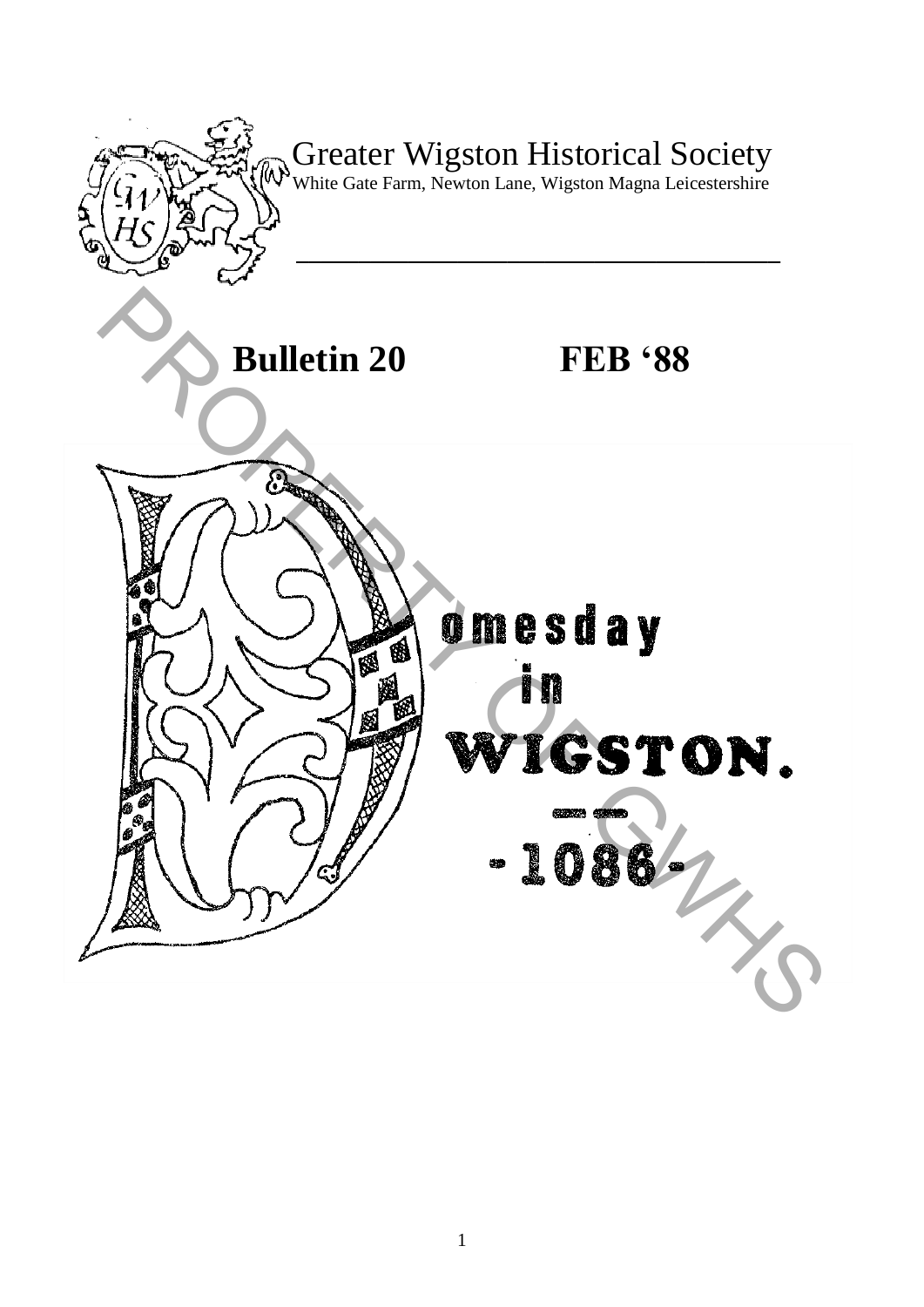# Greater Wigston Historical Society

White Gate Farm, Newton Lane, Wigston Magna Leicestershire

## Bulletin 20 FEB '88

# Domesday in WIGSTON.

## - 1086 -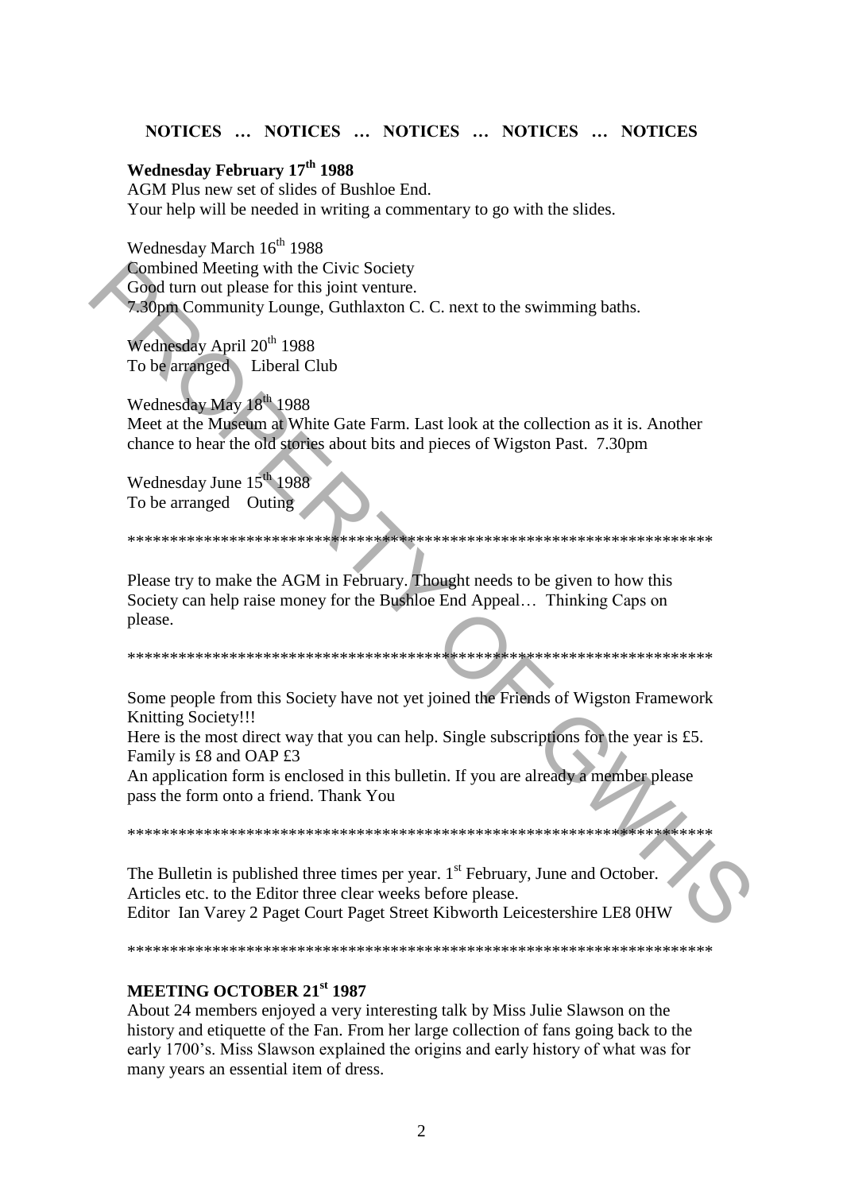**NOTICES … NOTICES … NOTICES … NOTICES … NOTICES**

**Wednesday February 17th 1988**
AGM Plus new set of slides of Bushloe End.
Your help will be needed in writing a commentary to go with the slides.

Wednesday March 16th 1988
Combined Meeting with the Civic Society
Good turn out please for this joint venture.
7.30pm Community Lounge, Guthlaxton C. C. next to the swimming baths.

Wednesday April 20th 1988
To be arranged    Liberal Club

Wednesday May 18th 1988
Meet at the Museum at White Gate Farm. Last look at the collection as it is. Another chance to hear the old stories about bits and pieces of Wigston Past. 7.30pm

Wednesday June 15th 1988
To be arranged    Outing

************************************************************************

Please try to make the AGM in February. Thought needs to be given to how this Society can help raise money for the Bushloe End Appeal… Thinking Caps on please.

************************************************************************

Some people from this Society have not yet joined the Friends of Wigston Framework Knitting Society!!!
Here is the most direct way that you can help. Single subscriptions for the year is £5. Family is £8 and OAP £3
An application form is enclosed in this bulletin. If you are already a member please pass the form onto a friend. Thank You

************************************************************************

The Bulletin is published three times per year. 1st February, June and October.
Articles etc. to the Editor three clear weeks before please.
Editor Ian Varey 2 Paget Court Paget Street Kibworth Leicestershire LE8 0HW

************************************************************************

**MEETING OCTOBER 21st 1987**
About 24 members enjoyed a very interesting talk by Miss Julie Slawson on the history and etiquette of the Fan. From her large collection of fans going back to the early 1700's. Miss Slawson explained the origins and early history of what was for many years an essential item of dress.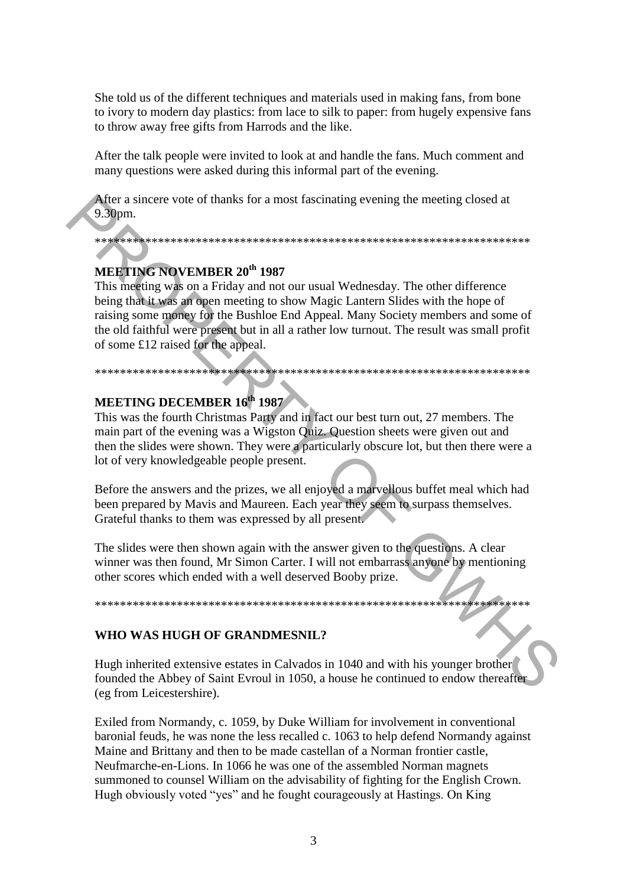She told us of the different techniques and materials used in making fans, from bone to ivory to modern day plastics: from lace to silk to paper: from hugely expensive fans to throw away free gifts from Harrods and the like.

After the talk people were invited to look at and handle the fans. Much comment and many questions were asked during this informal part of the evening.

After a sincere vote of thanks for a most fascinating evening the meeting closed at 9.30pm.

\*\*\*\*\*\*\*\*\*\*\*\*\*\*\*\*\*\*\*\*\*\*\*\*\*\*\*\*\*\*\*\*\*\*\*\*\*\*\*\*\*\*\*\*\*\*\*\*\*\*\*\*\*\*\*\*\*\*\*\*\*\*\*\*\*\*\*\*\*\*

**MEETING NOVEMBER 20th 1987**

This meeting was on a Friday and not our usual Wednesday. The other difference being that it was an open meeting to show Magic Lantern Slides with the hope of raising some money for the Bushloe End Appeal. Many Society members and some of the old faithful were present but in all a rather low turnout. The result was small profit of some £12 raised for the appeal.

\*\*\*\*\*\*\*\*\*\*\*\*\*\*\*\*\*\*\*\*\*\*\*\*\*\*\*\*\*\*\*\*\*\*\*\*\*\*\*\*\*\*\*\*\*\*\*\*\*\*\*\*\*\*\*\*\*\*\*\*\*\*\*\*\*\*\*\*\*\*

**MEETING DECEMBER 16th 1987**

This was the fourth Christmas Party and in fact our best turn out, 27 members. The main part of the evening was a Wigston Quiz. Question sheets were given out and then the slides were shown. They were a particularly obscure lot, but then there were a lot of very knowledgeable people present.

Before the answers and the prizes, we all enjoyed a marvellous buffet meal which had been prepared by Mavis and Maureen. Each year they seem to surpass themselves. Grateful thanks to them was expressed by all present.

The slides were then shown again with the answer given to the questions. A clear winner was then found, Mr Simon Carter. I will not embarrass anyone by mentioning other scores which ended with a well deserved Booby prize.

\*\*\*\*\*\*\*\*\*\*\*\*\*\*\*\*\*\*\*\*\*\*\*\*\*\*\*\*\*\*\*\*\*\*\*\*\*\*\*\*\*\*\*\*\*\*\*\*\*\*\*\*\*\*\*\*\*\*\*\*\*\*\*\*\*\*\*\*\*\*

**WHO WAS HUGH OF GRANDMESNIL?**

Hugh inherited extensive estates in Calvados in 1040 and with his younger brother founded the Abbey of Saint Evroul in 1050, a house he continued to endow thereafter (eg from Leicestershire).

Exiled from Normandy, c. 1059, by Duke William for involvement in conventional baronial feuds, he was none the less recalled c. 1063 to help defend Normandy against Maine and Brittany and then to be made castellan of a Norman frontier castle, Neufmarche-en-Lions. In 1066 he was one of the assembled Norman magnets summoned to counsel William on the advisability of fighting for the English Crown. Hugh obviously voted "yes" and he fought courageously at Hastings. On King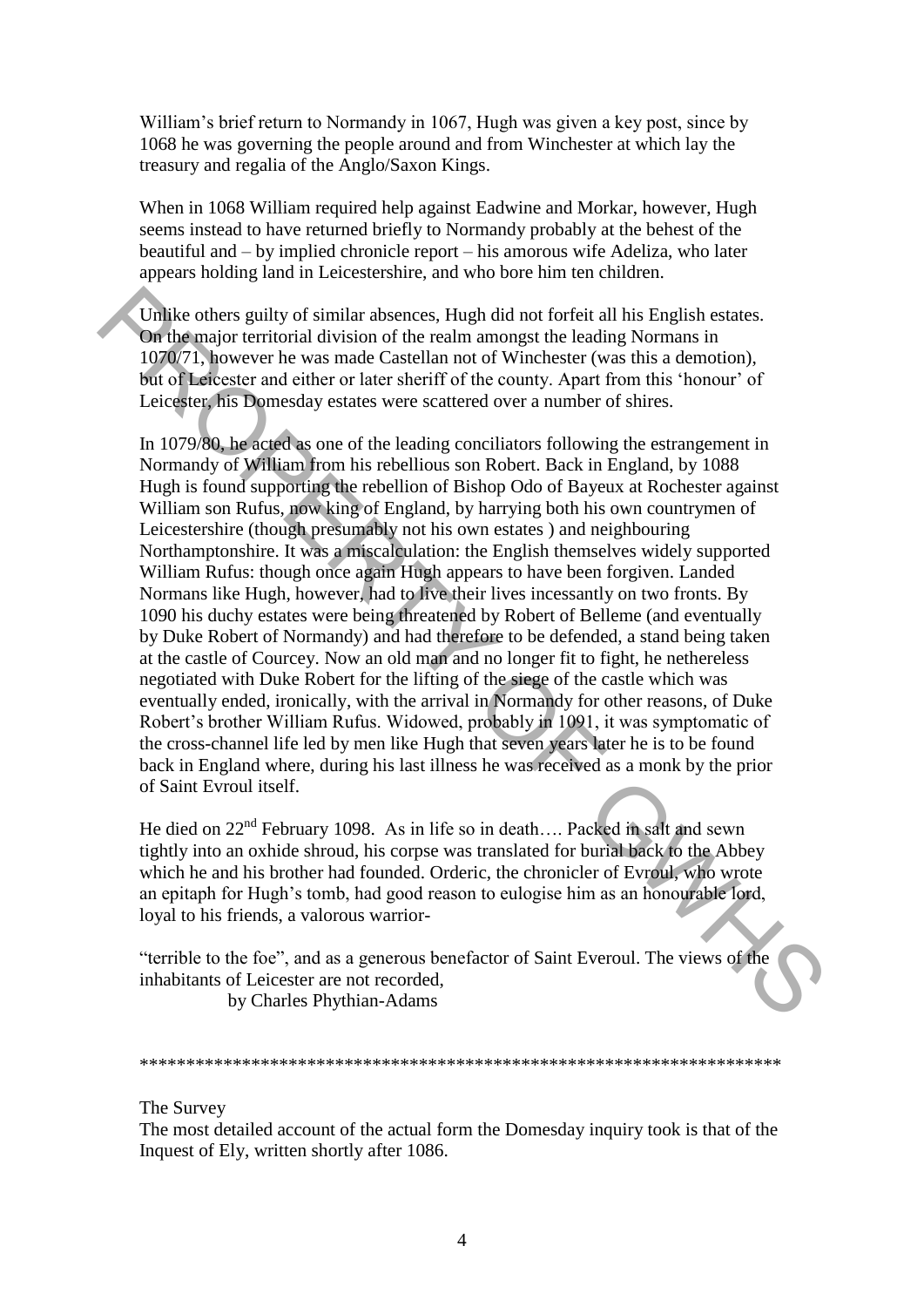William's brief return to Normandy in 1067, Hugh was given a key post, since by 1068 he was governing the people around and from Winchester at which lay the treasury and regalia of the Anglo/Saxon Kings.

When in 1068 William required help against Eadwine and Morkar, however, Hugh seems instead to have returned briefly to Normandy probably at the behest of the beautiful and – by implied chronicle report – his amorous wife Adeliza, who later appears holding land in Leicestershire, and who bore him ten children.

Unlike others guilty of similar absences, Hugh did not forfeit all his English estates. On the major territorial division of the realm amongst the leading Normans in 1070/71, however he was made Castellan not of Winchester (was this a demotion), but of Leicester and either or later sheriff of the county. Apart from this 'honour' of Leicester, his Domesday estates were scattered over a number of shires.

In 1079/80, he acted as one of the leading conciliators following the estrangement in Normandy of William from his rebellious son Robert. Back in England, by 1088 Hugh is found supporting the rebellion of Bishop Odo of Bayeux at Rochester against William son Rufus, now king of England, by harrying both his own countrymen of Leicestershire (though presumably not his own estates ) and neighbouring Northamptonshire. It was a miscalculation: the English themselves widely supported William Rufus: though once again Hugh appears to have been forgiven. Landed Normans like Hugh, however, had to live their lives incessantly on two fronts. By 1090 his duchy estates were being threatened by Robert of Belleme (and eventually by Duke Robert of Normandy) and had therefore to be defended, a stand being taken at the castle of Courcey. Now an old man and no longer fit to fight, he nethereless negotiated with Duke Robert for the lifting of the siege of the castle which was eventually ended, ironically, with the arrival in Normandy for other reasons, of Duke Robert's brother William Rufus. Widowed, probably in 1091, it was symptomatic of the cross-channel life led by men like Hugh that seven years later he is to be found back in England where, during his last illness he was received as a monk by the prior of Saint Evroul itself.

He died on 22nd February 1098. As in life so in death…. Packed in salt and sewn tightly into an oxhide shroud, his corpse was translated for burial back to the Abbey which he and his brother had founded. Orderic, the chronicler of Evroul, who wrote an epitaph for Hugh's tomb, had good reason to eulogise him as an honourable lord, loyal to his friends, a valorous warrior-

"terrible to the foe", and as a generous benefactor of Saint Everoul. The views of the inhabitants of Leicester are not recorded,

by Charles Phythian-Adams

*********************************************************************

The Survey

The most detailed account of the actual form the Domesday inquiry took is that of the Inquest of Ely, written shortly after 1086.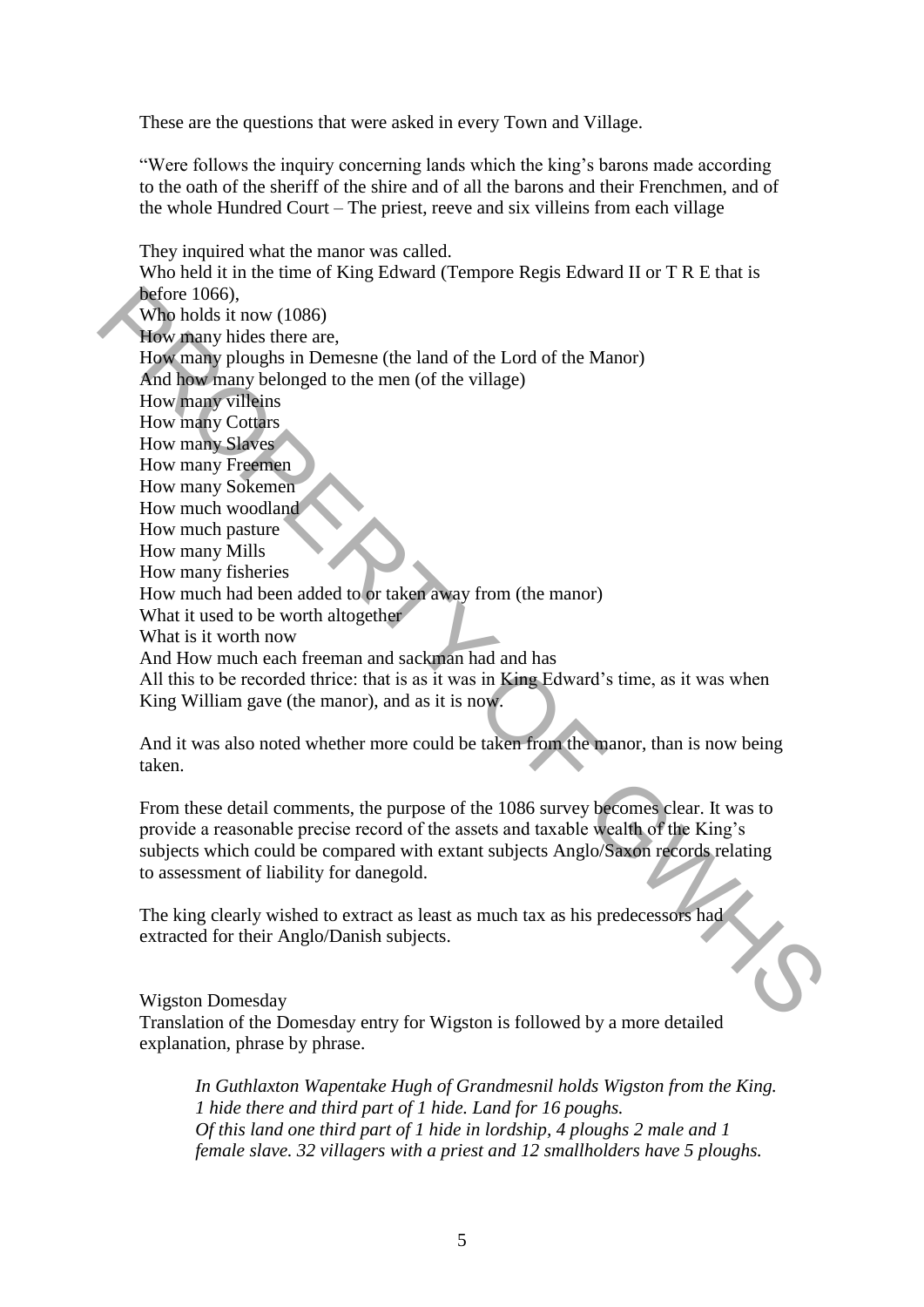These are the questions that were asked in every Town and Village.

"Were follows the inquiry concerning lands which the king's barons made according to the oath of the sheriff of the shire and of all the barons and their Frenchmen, and of the whole Hundred Court – The priest, reeve and six villeins from each village

They inquired what the manor was called.
Who held it in the time of King Edward (Tempore Regis Edward II or T R E that is before 1066),
Who holds it now (1086)
How many hides there are,
How many ploughs in Demesne (the land of the Lord of the Manor)
And how many belonged to the men (of the village)
How many villeins
How many Cottars
How many Slaves
How many Freemen
How many Sokemen
How much woodland
How much pasture
How many Mills
How many fisheries
How much had been added to or taken away from (the manor)
What it used to be worth altogether
What is it worth now
And How much each freeman and sackman had and has
All this to be recorded thrice: that is as it was in King Edward's time, as it was when King William gave (the manor), and as it is now.

And it was also noted whether more could be taken from the manor, than is now being taken.

From these detail comments, the purpose of the 1086 survey becomes clear. It was to provide a reasonable precise record of the assets and taxable wealth of the King's subjects which could be compared with extant subjects Anglo/Saxon records relating to assessment of liability for danegold.

The king clearly wished to extract as least as much tax as his predecessors had extracted for their Anglo/Danish subjects.

Wigston Domesday
Translation of the Domesday entry for Wigston is followed by a more detailed explanation, phrase by phrase.

> *In Guthlaxton Wapentake Hugh of Grandmesnil holds Wigston from the King. 1 hide there and third part of 1 hide. Land for 16 poughs. Of this land one third part of 1 hide in lordship, 4 ploughs 2 male and 1 female slave. 32 villagers with a priest and 12 smallholders have 5 ploughs.*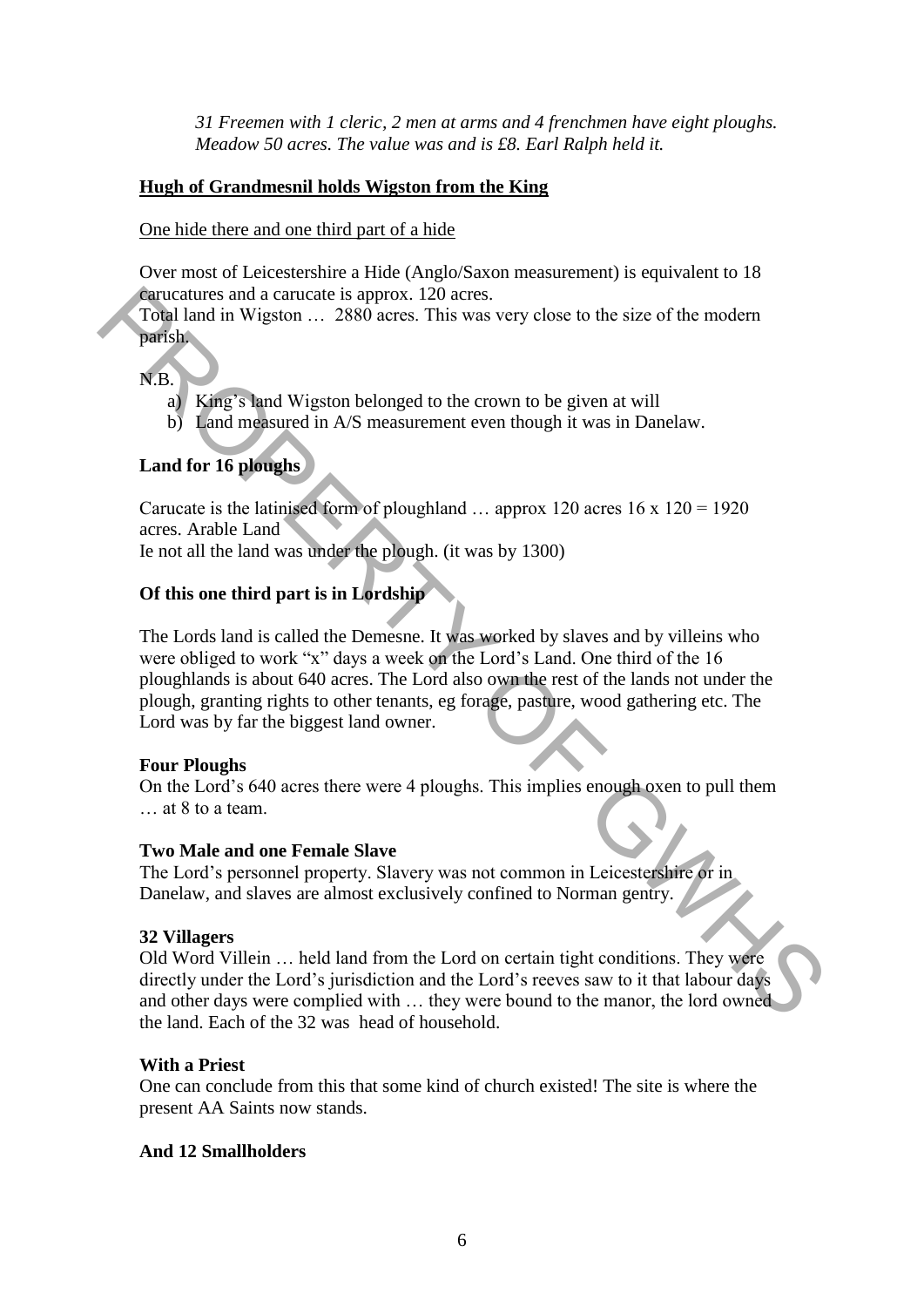*31 Freemen with 1 cleric, 2 men at arms and 4 frenchmen have eight ploughs. Meadow 50 acres. The value was and is £8. Earl Ralph held it.*

**Hugh of Grandmesnil holds Wigston from the King**

One hide there and one third part of a hide

Over most of Leicestershire a Hide (Anglo/Saxon measurement) is equivalent to 18 carucatures and a carucate is approx. 120 acres.
Total land in Wigston … 2880 acres. This was very close to the size of the modern parish.

N.B.

a) King's land Wigston belonged to the crown to be given at will
b) Land measured in A/S measurement even though it was in Danelaw.

**Land for 16 ploughs**

Carucate is the latinised form of ploughland … approx 120 acres 16 x 120 = 1920 acres. Arable Land
Ie not all the land was under the plough. (it was by 1300)

**Of this one third part is in Lordship**

The Lords land is called the Demesne. It was worked by slaves and by villeins who were obliged to work "x" days a week on the Lord's Land. One third of the 16 ploughlands is about 640 acres. The Lord also own the rest of the lands not under the plough, granting rights to other tenants, eg forage, pasture, wood gathering etc. The Lord was by far the biggest land owner.

**Four Ploughs**
On the Lord's 640 acres there were 4 ploughs. This implies enough oxen to pull them … at 8 to a team.

**Two Male and one Female Slave**
The Lord's personnel property. Slavery was not common in Leicestershire or in Danelaw, and slaves are almost exclusively confined to Norman gentry.

**32 Villagers**
Old Word Villein … held land from the Lord on certain tight conditions. They were directly under the Lord's jurisdiction and the Lord's reeves saw to it that labour days and other days were complied with … they were bound to the manor, the lord owned the land. Each of the 32 was head of household.

**With a Priest**
One can conclude from this that some kind of church existed! The site is where the present AA Saints now stands.

**And 12 Smallholders**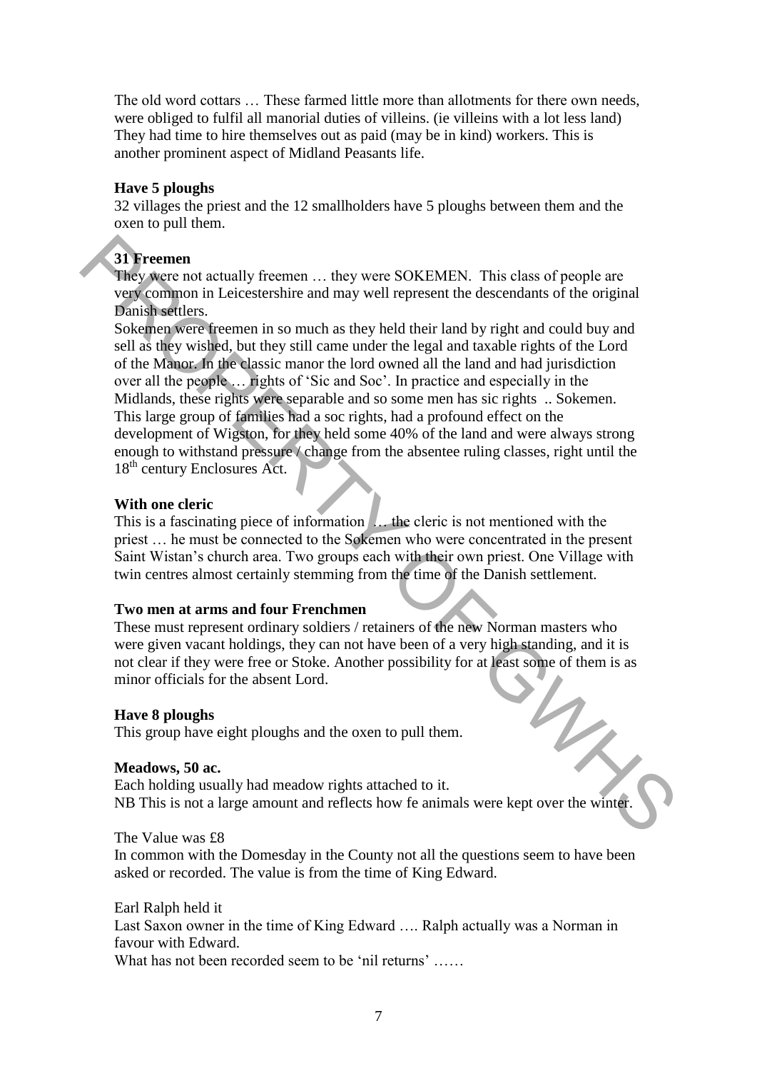The old word cottars … These farmed little more than allotments for there own needs, were obliged to fulfil all manorial duties of villeins. (ie villeins with a lot less land) They had time to hire themselves out as paid (may be in kind) workers. This is another prominent aspect of Midland Peasants life.

**Have 5 ploughs**

32 villages the priest and the 12 smallholders have 5 ploughs between them and the oxen to pull them.

**31 Freemen**

They were not actually freemen … they were SOKEMEN. This class of people are very common in Leicestershire and may well represent the descendants of the original Danish settlers.

Sokemen were freemen in so much as they held their land by right and could buy and sell as they wished, but they still came under the legal and taxable rights of the Lord of the Manor. In the classic manor the lord owned all the land and had jurisdiction over all the people … rights of 'Sic and Soc'. In practice and especially in the Midlands, these rights were separable and so some men has sic rights .. Sokemen. This large group of families had a soc rights, had a profound effect on the development of Wigston, for they held some 40% of the land and were always strong enough to withstand pressure / change from the absentee ruling classes, right until the 18th century Enclosures Act.

**With one cleric**

This is a fascinating piece of information … the cleric is not mentioned with the priest … he must be connected to the Sokemen who were concentrated in the present Saint Wistan's church area. Two groups each with their own priest. One Village with twin centres almost certainly stemming from the time of the Danish settlement.

**Two men at arms and four Frenchmen**

These must represent ordinary soldiers / retainers of the new Norman masters who were given vacant holdings, they can not have been of a very high standing, and it is not clear if they were free or Stoke. Another possibility for at least some of them is as minor officials for the absent Lord.

**Have 8 ploughs**

This group have eight ploughs and the oxen to pull them.

**Meadows, 50 ac.**

Each holding usually had meadow rights attached to it.
NB This is not a large amount and reflects how fe animals were kept over the winter.

The Value was £8

In common with the Domesday in the County not all the questions seem to have been asked or recorded. The value is from the time of King Edward.

Earl Ralph held it

Last Saxon owner in the time of King Edward …. Ralph actually was a Norman in favour with Edward.
What has not been recorded seem to be 'nil returns' ……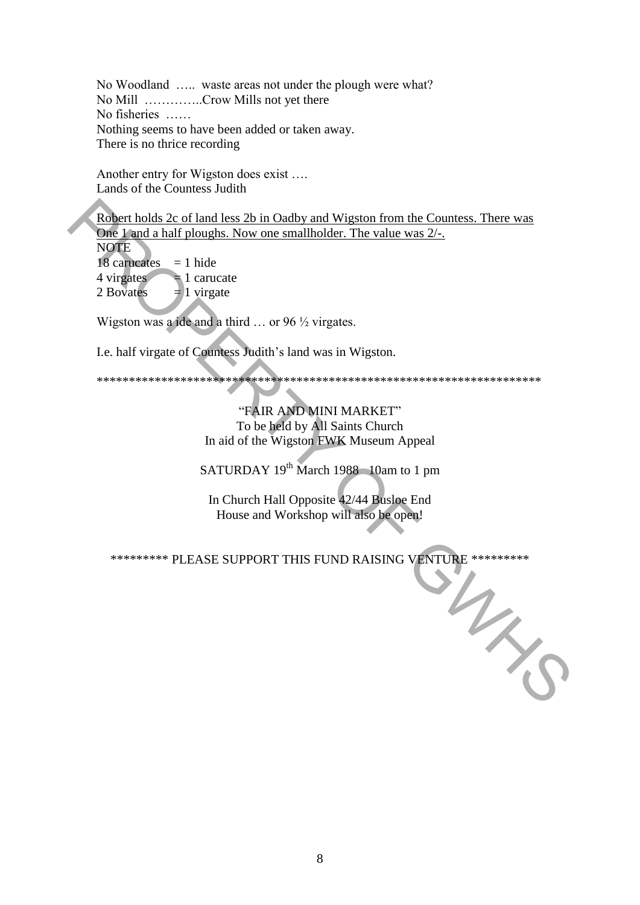No Woodland ….. waste areas not under the plough were what?
No Mill …………..Crow Mills not yet there
No fisheries ……
Nothing seems to have been added or taken away.
There is no thrice recording

Another entry for Wigston does exist ….
Lands of the Countess Judith

<u>Robert holds 2c of land less 2b in Oadby and Wigston from the Countess. There was One 1 and a half ploughs. Now one smallholder. The value was 2/-.</u>
NOTE
18 carucates = 1 hide
4 virgates = 1 carucate
2 Bovates = 1 virgate

Wigston was a ide and a third … or 96 ½ virgates.

I.e. half virgate of Countess Judith's land was in Wigston.

**********************************************************************

"FAIR AND MINI MARKET"
To be held by All Saints Church
In aid of the Wigston FWK Museum Appeal

SATURDAY 19th March 1988 10am to 1 pm

In Church Hall Opposite 42/44 Busloe End
House and Workshop will also be open!

********* PLEASE SUPPORT THIS FUND RAISING VENTURE *********